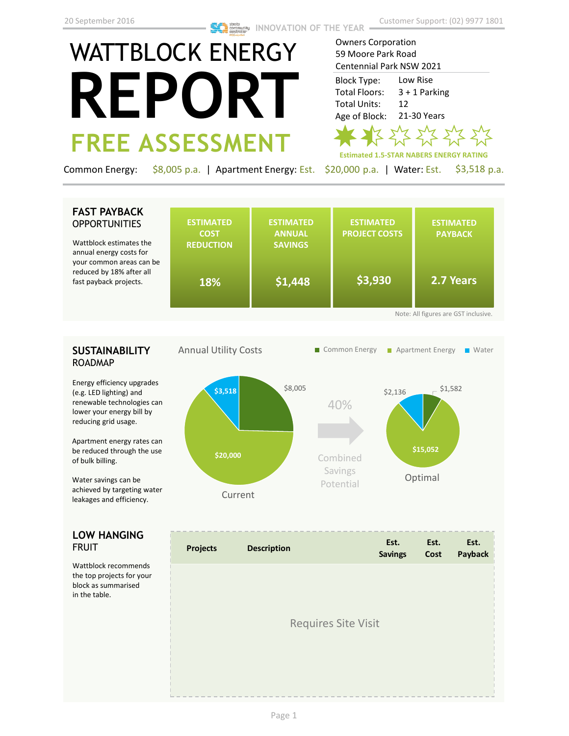20 September 2016

INNOVATION OF THE YEAR

Customer Support: (02) 9977 1801

# WATTBLOCK ENERGY REPORT

## FREE ASSESSMENT

Owners Corporation
59 Moore Park Road
Centennial Park NSW 2021

Block Type: Low Rise
Total Floors: 3 + 1 Parking
Total Units: 12
Age of Block: 21-30 Years

Estimated 1.5-STAR NABERS ENERGY RATING

Common Energy: $8,005 p.a. | Apartment Energy: Est. $20,000 p.a. | Water: Est. $3,518 p.a.

## FAST PAYBACK OPPORTUNITIES

Wattblock estimates the annual energy costs for your common areas can be reduced by 18% after all fast payback projects.

| ESTIMATED COST REDUCTION | ESTIMATED ANNUAL SAVINGS | ESTIMATED PROJECT COSTS | ESTIMATED PAYBACK |
|---|---|---|---|
| 18% | $1,448 | $3,930 | 2.7 Years |

Note: All figures are GST inclusive.

## SUSTAINABILITY ROADMAP

Energy efficiency upgrades (e.g. LED lighting) and renewable technologies can lower your energy bill by reducing grid usage.

Apartment energy rates can be reduced through the use of bulk billing.

Water savings can be achieved by targeting water leakages and efficiency.

Annual Utility Costs

| | Current | Optimal |
|---|---|---|
| Common Energy | $8,005 | $1,582 |
| Apartment Energy | $20,000 | $15,052 |
| Water | $3,518 | $2,136 |

40% Combined Savings Potential

## LOW HANGING FRUIT

Wattblock recommends the top projects for your block as summarised in the table.

| Projects | Description | Est. Savings | Est. Cost | Est. Payback |
|---|---|---|---|---|
| Requires Site Visit | | | | |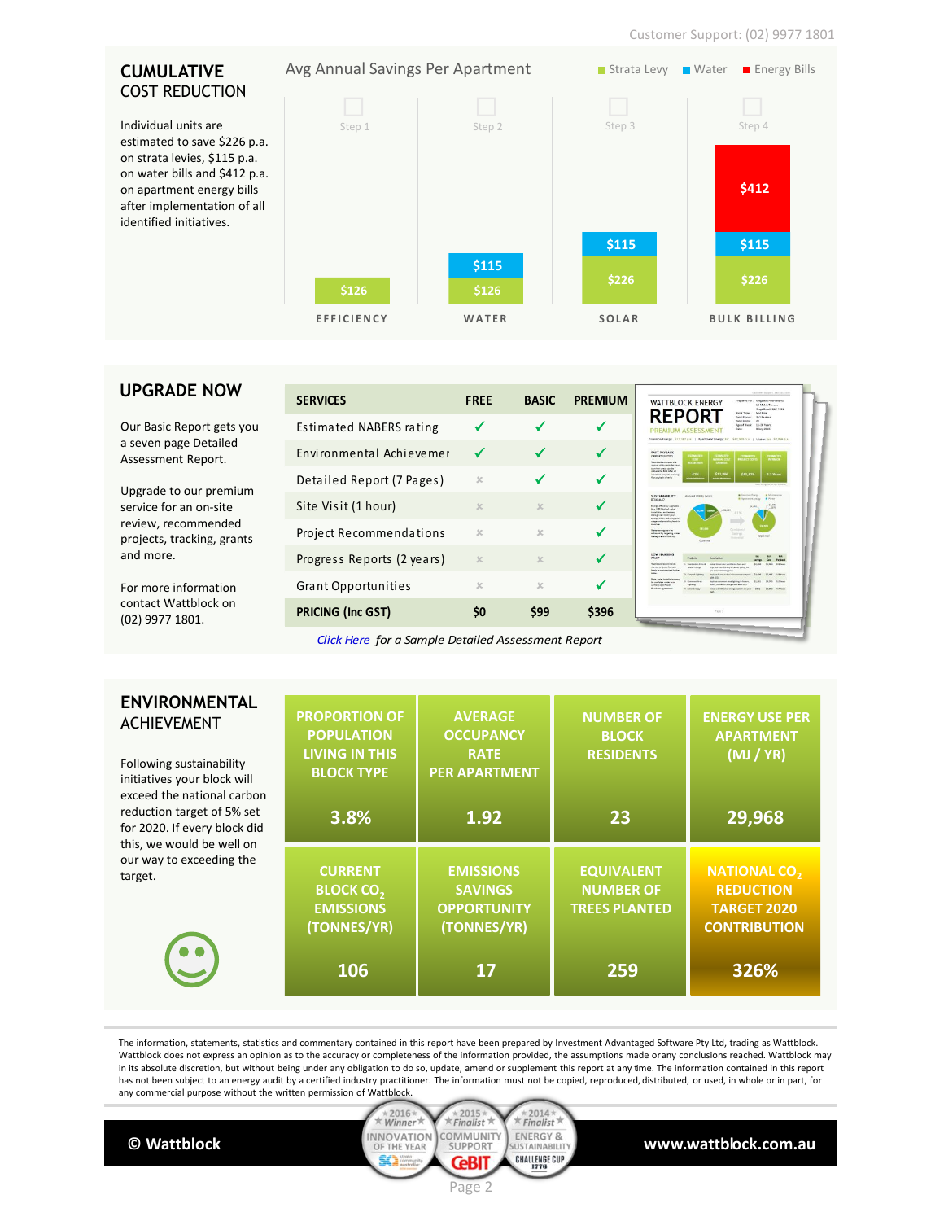## CUMULATIVE COST REDUCTION

Individual units are estimated to save $226 p.a. on strata levies, $115 p.a. on water bills and $412 p.a. on apartment energy bills after implementation of all identified initiatives.

Avg Annual Savings Per Apartment

Strata Levy | Water | Energy Bills

Step 1 — EFFICIENCY: $126

Step 2 — WATER: $126, $115

Step 3 — SOLAR: $226, $115

Step 4 — BULK BILLING: $226, $115, $412

## UPGRADE NOW

Our Basic Report gets you a seven page Detailed Assessment Report.

Upgrade to our premium service for an on-site review, recommended projects, tracking, grants and more.

For more information contact Wattblock on (02) 9977 1801.

| SERVICES | FREE | BASIC | PREMIUM |
|---|---|---|---|
| Estimated NABERS rating | ✓ | ✓ | ✓ |
| Environmental Achievemer | ✓ | ✓ | ✓ |
| Detailed Report (7 Pages) | × | ✓ | ✓ |
| Site Visit (1 hour) | × | × | ✓ |
| Project Recommendations | × | × | ✓ |
| Progress Reports (2 years) | × | × | ✓ |
| Grant Opportunities | × | × | ✓ |
| PRICING (Inc GST) | $0 | $99 | $396 |

*Click Here for a Sample Detailed Assessment Report*

## ENVIRONMENTAL ACHIEVEMENT

Following sustainability initiatives your block will exceed the national carbon reduction target of 5% set for 2020. If every block did this, we would be well on our way to exceeding the target.

| PROPORTION OF POPULATION LIVING IN THIS BLOCK TYPE | AVERAGE OCCUPANCY RATE PER APARTMENT | NUMBER OF BLOCK RESIDENTS | ENERGY USE PER APARTMENT (MJ / YR) |
|---|---|---|---|
| 3.8% | 1.92 | 23 | 29,968 |
| **CURRENT BLOCK $CO_2$ EMISSIONS (TONNES/YR)** | **EMISSIONS SAVINGS OPPORTUNITY (TONNES/YR)** | **EQUIVALENT NUMBER OF TREES PLANTED** | **NATIONAL $CO_2$ REDUCTION TARGET 2020 CONTRIBUTION** |
| 106 | 17 | 259 | 326% |

The information, statements, statistics and commentary contained in this report have been prepared by Investment Advantaged Software Pty Ltd, trading as Wattblock. Wattblock does not express an opinion as to the accuracy or completeness of the information provided, the assumptions made orany conclusions reached. Wattblock may in its absolute discretion, but without being under any obligation to do so, update, amend or supplement this report at any time. The information contained in this report has not been subject to an energy audit by a certified industry practitioner. The information must not be copied, reproduced, distributed, or used, in whole or in part, for any commercial purpose without the written permission of Wattblock.

© Wattblock

2016 Winner INNOVATION OF THE YEAR | 2015 Finalist COMMUNITY SUPPORT CeBIT | 2014 Finalist ENERGY & SUSTAINABILITY CHALLENGE CUP

www.wattblock.com.au